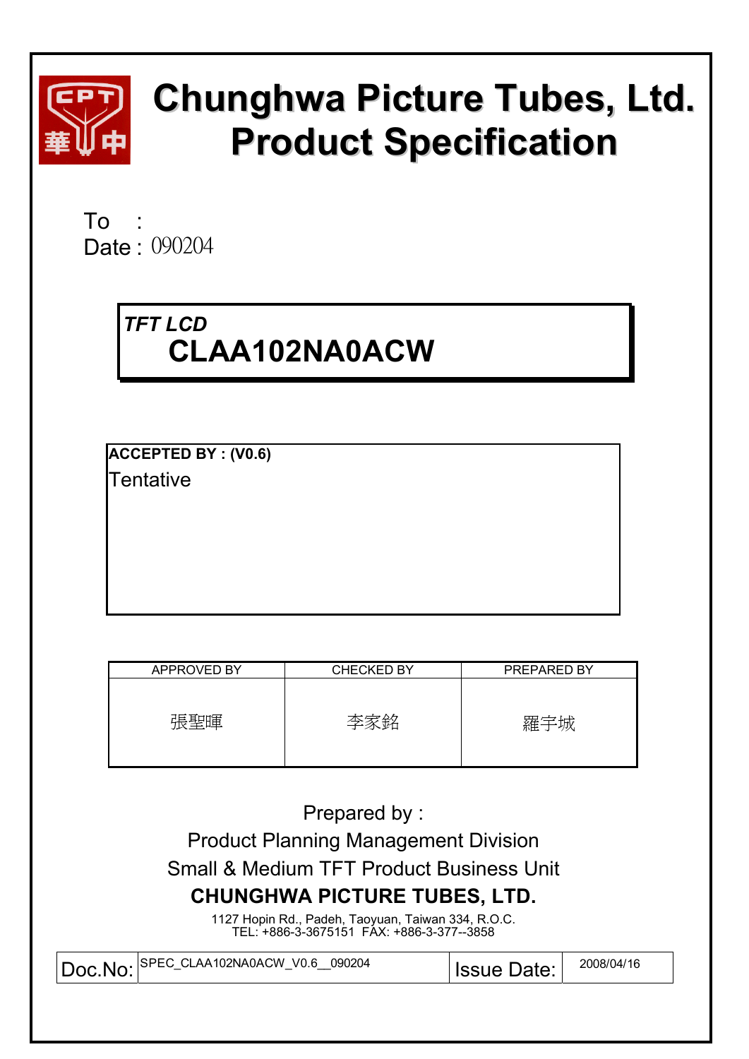# Chunghwa Picture Tubes, Ltd.
# Product Specification

To :

Date : 090204

*TFT LCD*

## CLAA102NA0ACW

**ACCEPTED BY : (V0.6)**

Tentative

| APPROVED BY | CHECKED BY | PREPARED BY |
|---|---|---|
| 張聖暉 | 李家銘 | 羅宇城 |

Prepared by :

Product Planning Management Division

Small & Medium TFT Product Business Unit

**CHUNGHWA PICTURE TUBES, LTD.**

1127 Hopin Rd., Padeh, Taoyuan, Taiwan 334, R.O.C.
TEL: +886-3-3675151 FAX: +886-3-377--3858

| Doc.No: | SPEC_CLAA102NA0ACW_V0.6__090204 | Issue Date: | 2008/04/16 |
|---|---|---|---|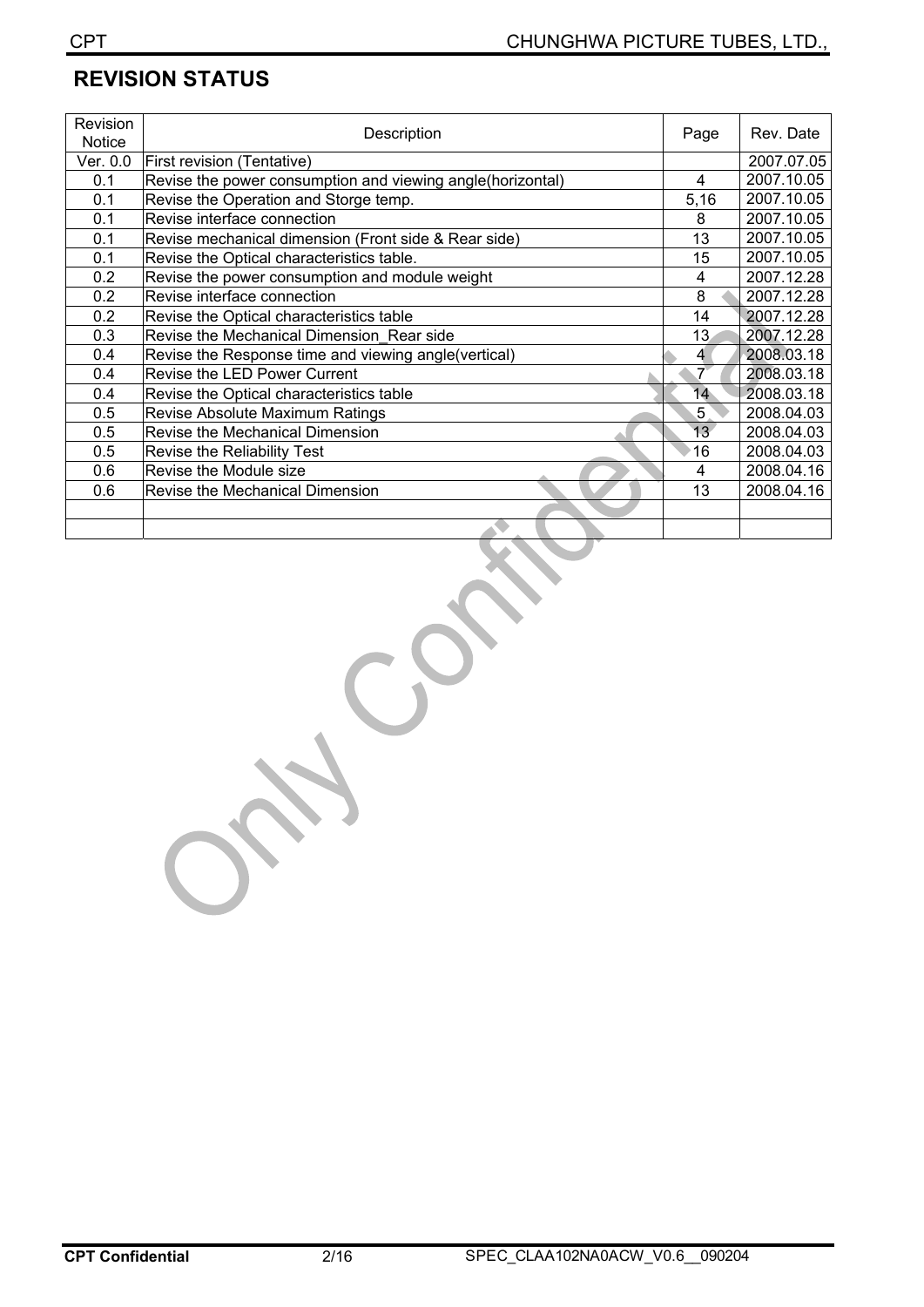## REVISION STATUS

| Revision Notice | Description | Page | Rev. Date |
|---|---|---|---|
| Ver. 0.0 | First revision (Tentative) | | 2007.07.05 |
| 0.1 | Revise the power consumption and viewing angle(horizontal) | 4 | 2007.10.05 |
| 0.1 | Revise the Operation and Storge temp. | 5,16 | 2007.10.05 |
| 0.1 | Revise interface connection | 8 | 2007.10.05 |
| 0.1 | Revise mechanical dimension (Front side & Rear side) | 13 | 2007.10.05 |
| 0.1 | Revise the Optical characteristics table. | 15 | 2007.10.05 |
| 0.2 | Revise the power consumption and module weight | 4 | 2007.12.28 |
| 0.2 | Revise interface connection | 8 | 2007.12.28 |
| 0.2 | Revise the Optical characteristics table | 14 | 2007.12.28 |
| 0.3 | Revise the Mechanical Dimension_Rear side | 13 | 2007.12.28 |
| 0.4 | Revise the Response time and viewing angle(vertical) | 4 | 2008.03.18 |
| 0.4 | Revise the LED Power Current | 7 | 2008.03.18 |
| 0.4 | Revise the Optical characteristics table | 14 | 2008.03.18 |
| 0.5 | Revise Absolute Maximum Ratings | 5 | 2008.04.03 |
| 0.5 | Revise the Mechanical Dimension | 13 | 2008.04.03 |
| 0.5 | Revise the Reliability Test | 16 | 2008.04.03 |
| 0.6 | Revise the Module size | 4 | 2008.04.16 |
| 0.6 | Revise the Mechanical Dimension | 13 | 2008.04.16 |
| | | | |
| | | | |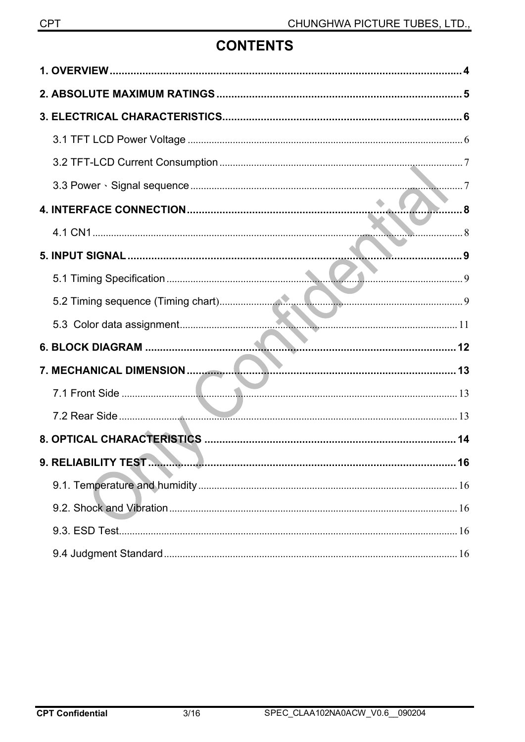# CONTENTS

**1. OVERVIEW** ........................................................................................................ **4**

**2. ABSOLUTE MAXIMUM RATINGS** ........................................................................ **5**

**3. ELECTRICAL CHARACTERISTICS** ....................................................................... **6**

3.1 TFT LCD Power Voltage ............................................................................................ 6

3.2 TFT-LCD Current Consumption .................................................................................. 7

3.3 Power、Signal sequence ............................................................................................ 7

**4. INTERFACE CONNECTION** ................................................................................... **8**

4.1 CN1 ............................................................................................................................ 8

**5. INPUT SIGNAL** ....................................................................................................... **9**

5.1 Timing Specification .................................................................................................... 9

5.2 Timing sequence (Timing chart) .................................................................................. 9

5.3 Color data assignment ................................................................................................ 11

**6. BLOCK DIAGRAM** ................................................................................................. **12**

**7. MECHANICAL DIMENSION** ................................................................................... **13**

7.1 Front Side .................................................................................................................. 13

7.2 Rear Side .................................................................................................................. 13

**8. OPTICAL CHARACTERISTICS** ............................................................................. **14**

**9. RELIABILITY TEST** ............................................................................................... **16**

9.1. Temperature and humidity ......................................................................................... 16

9.2. Shock and Vibration .................................................................................................. 16

9.3. ESD Test .................................................................................................................. 16

9.4 Judgment Standard .................................................................................................... 16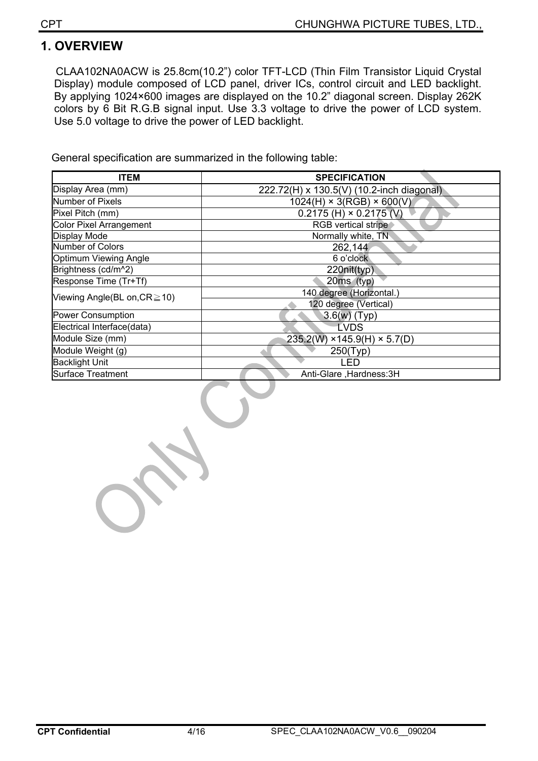# 1. OVERVIEW

CLAA102NA0ACW is 25.8cm(10.2") color TFT-LCD (Thin Film Transistor Liquid Crystal Display) module composed of LCD panel, driver ICs, control circuit and LED backlight. By applying 1024×600 images are displayed on the 10.2" diagonal screen. Display 262K colors by 6 Bit R.G.B signal input. Use 3.3 voltage to drive the power of LCD system. Use 5.0 voltage to drive the power of LED backlight.

General specification are summarized in the following table:

| ITEM | SPECIFICATION |
|---|---|
| Display Area (mm) | 222.72(H) x 130.5(V) (10.2-inch diagonal) |
| Number of Pixels | 1024(H) × 3(RGB) × 600(V) |
| Pixel Pitch (mm) | 0.2175 (H) × 0.2175 (V) |
| Color Pixel Arrangement | RGB vertical stripe |
| Display Mode | Normally white, TN |
| Number of Colors | 262,144 |
| Optimum Viewing Angle | 6 o'clock |
| Brightness (cd/m^2) | 220nit(typ) |
| Response Time (Tr+Tf) | 20ms (typ) |
| Viewing Angle(BL on,CR≧10) | 140 degree (Horizontal.) |
| | 120 degree (Vertical) |
| Power Consumption | 3.6(w) (Typ) |
| Electrical Interface(data) | LVDS |
| Module Size (mm) | 235.2(W) ×145.9(H) × 5.7(D) |
| Module Weight (g) | 250(Typ) |
| Backlight Unit | LED |
| Surface Treatment | Anti-Glare ,Hardness:3H |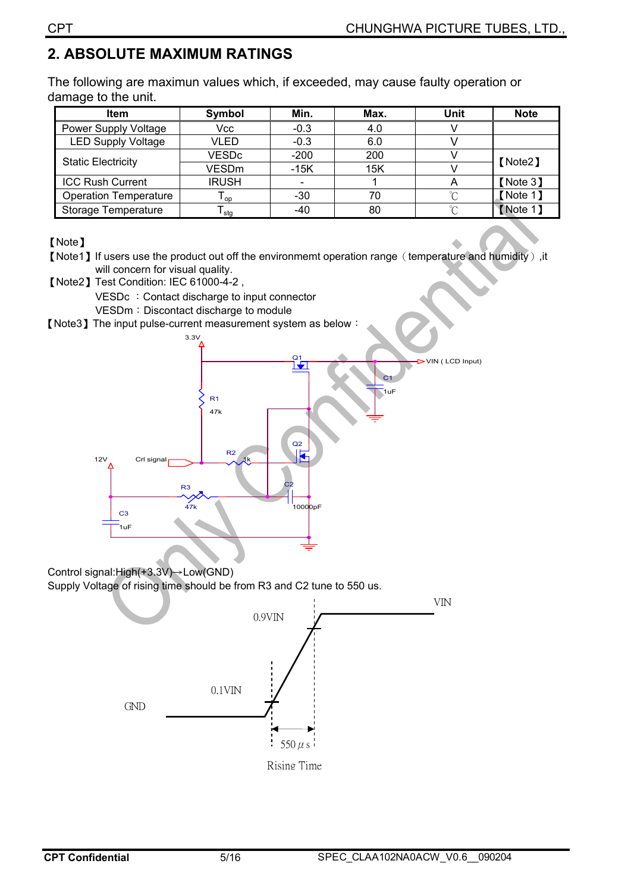## 2. ABSOLUTE MAXIMUM RATINGS

The following are maximun values which, if exceeded, may cause faulty operation or damage to the unit.

| Item | Symbol | Min. | Max. | Unit | Note |
|---|---|---|---|---|---|
| Power Supply Voltage | Vcc | -0.3 | 4.0 | V | |
| LED Supply Voltage | VLED | -0.3 | 6.0 | V | |
| Static Electricity | VESDc | -200 | 200 | V | 【Note2】 |
| | VESDm | -15K | 15K | V | |
| ICC Rush Current | IRUSH | - | 1 | A | 【Note 3】 |
| Operation Temperature | $T_{op}$ | -30 | 70 | ℃ | 【Note 1】 |
| Storage Temperature | $T_{stg}$ | -40 | 80 | ℃ | 【Note 1】 |

【Note】

【Note1】If users use the product out off the environmemt operation range（temperature and humidity）,it will concern for visual quality.

【Note2】Test Condition: IEC 61000-4-2 ,

VESDc ：Contact discharge to input connector

VESDm：Discontact discharge to module

【Note3】The input pulse-current measurement system as below：

Control signal:High(+3.3V)→Low(GND)

Supply Voltage of rising time should be from R3 and C2 tune to 550 us.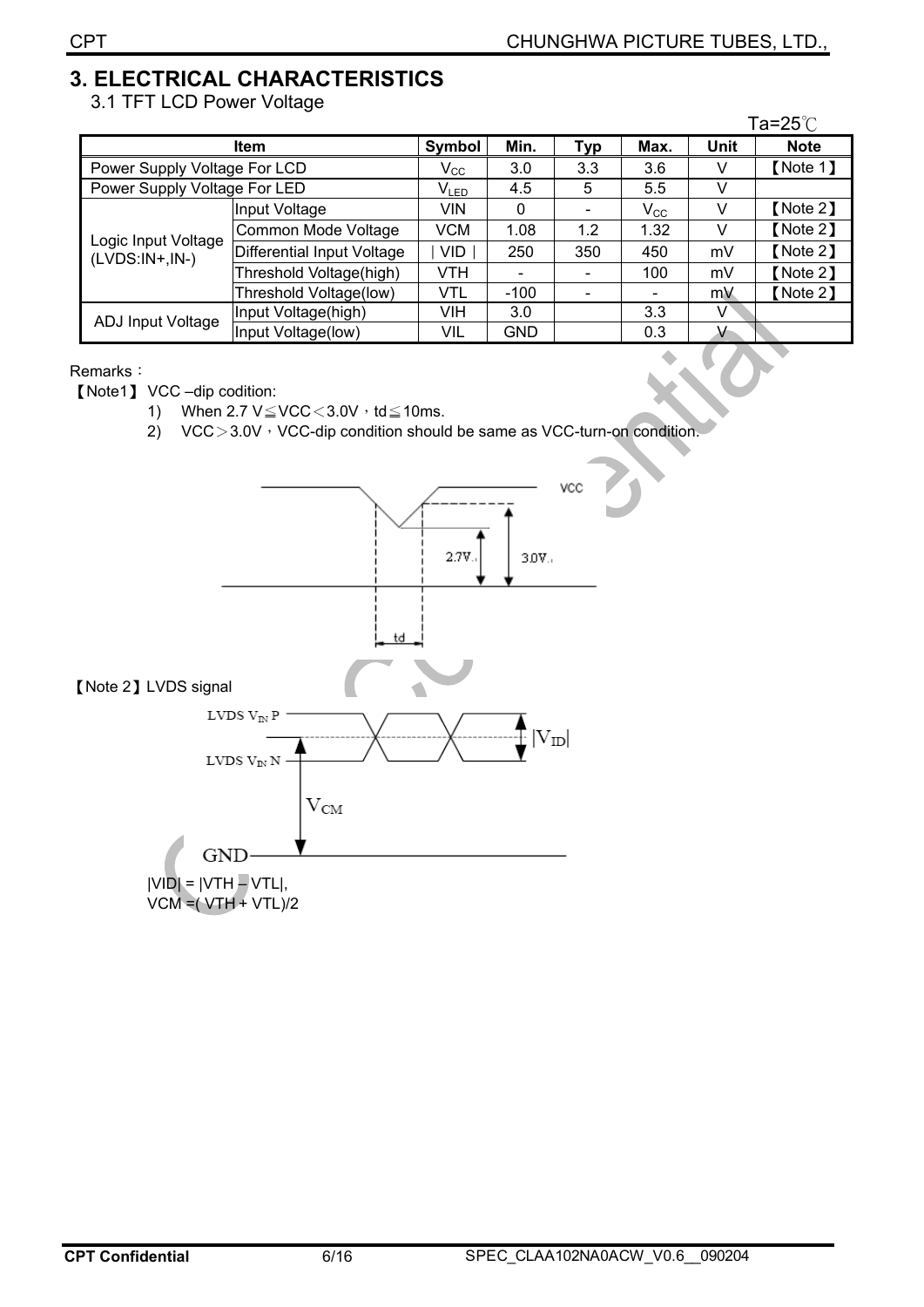# 3. ELECTRICAL CHARACTERISTICS

## 3.1 TFT LCD Power Voltage

Ta=25℃

| Item | | Symbol | Min. | Typ | Max. | Unit | Note |
|---|---|---|---|---|---|---|---|
| Power Supply Voltage For LCD | | $V_{CC}$ | 3.0 | 3.3 | 3.6 | V | 【Note 1】 |
| Power Supply Voltage For LED | | $V_{LED}$ | 4.5 | 5 | 5.5 | V | |
| Logic Input Voltage (LVDS:IN+,IN-) | Input Voltage | VIN | 0 | - | $V_{CC}$ | V | 【Note 2】 |
| | Common Mode Voltage | VCM | 1.08 | 1.2 | 1.32 | V | 【Note 2】 |
| | Differential Input Voltage | ∣VID∣ | 250 | 350 | 450 | mV | 【Note 2】 |
| | Threshold Voltage(high) | VTH | - | - | 100 | mV | 【Note 2】 |
| | Threshold Voltage(low) | VTL | -100 | - | - | mV | 【Note 2】 |
| ADJ Input Voltage | Input Voltage(high) | VIH | 3.0 | | 3.3 | V | |
| | Input Voltage(low) | VIL | GND | | 0.3 | V | |

Remarks：

【Note1】 VCC –dip codition:

1) When 2.7 V≦VCC＜3.0V，td≦10ms.
2) VCC＞3.0V，VCC-dip condition should be same as VCC-turn-on condition.

【Note 2】LVDS signal

|VID| = |VTH – VTL|,
VCM =( VTH + VTL)/2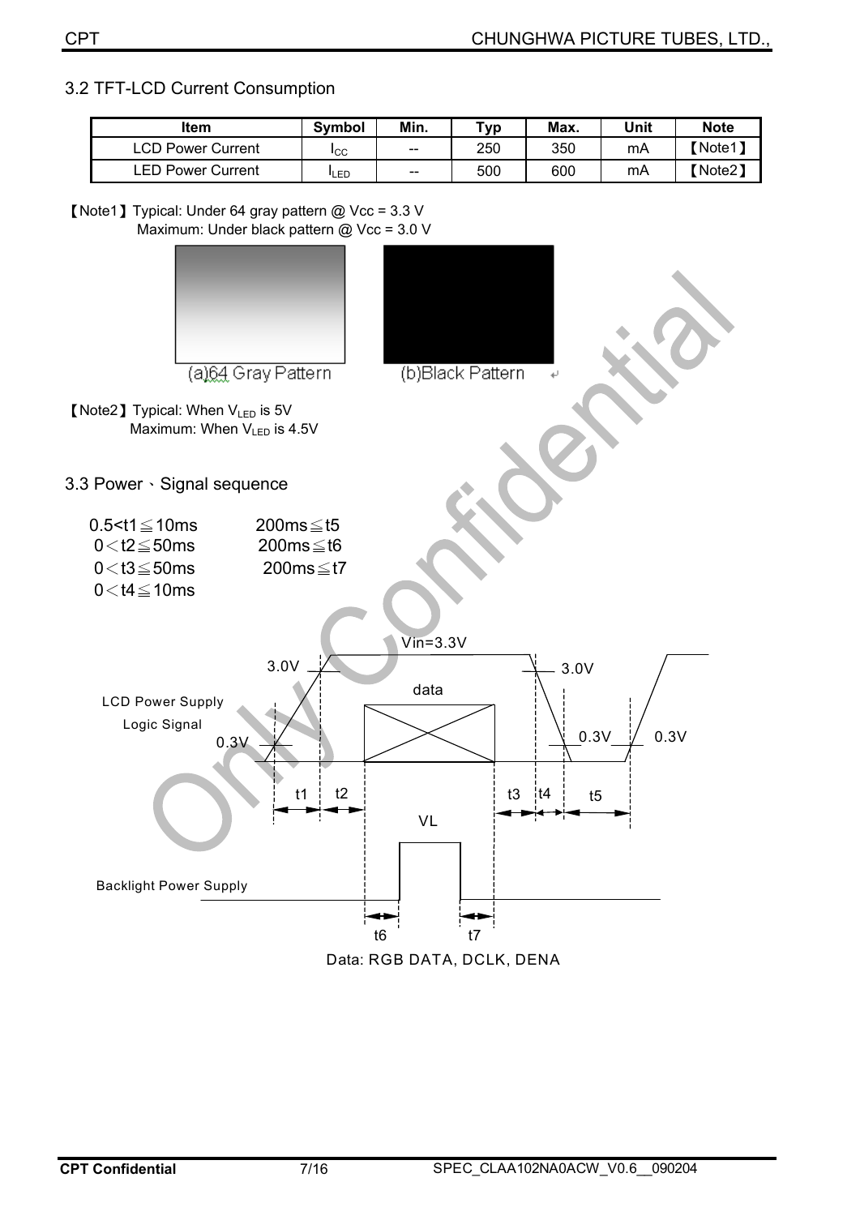## 3.2 TFT-LCD Current Consumption

| Item | Symbol | Min. | Typ | Max. | Unit | Note |
|---|---|---|---|---|---|---|
| LCD Power Current | $I_{CC}$ | -- | 250 | 350 | mA | 【Note1】 |
| LED Power Current | $I_{LED}$ | -- | 500 | 600 | mA | 【Note2】 |

【Note1】Typical: Under 64 gray pattern @ Vcc = 3.3 V
Maximum: Under black pattern @ Vcc = 3.0 V

(a)64 Gray Pattern (b)Black Pattern

【Note2】Typical: When $V_{LED}$ is 5V
Maximum: When $V_{LED}$ is 4.5V

## 3.3 Power、Signal sequence

| | |
|---|---|
| 0.5<t1≦10ms | 200ms≦t5 |
| 0＜t2≦50ms | 200ms≦t6 |
| 0＜t3≦50ms | 200ms≦t7 |
| 0＜t4≦10ms | |

LCD Power Supply
Logic Signal

Vin=3.3V, 3.0V, 0.3V, data, t1, t2, t3, t4, t5, VL

Backlight Power Supply

t6, t7

Data: RGB DATA, DCLK, DENA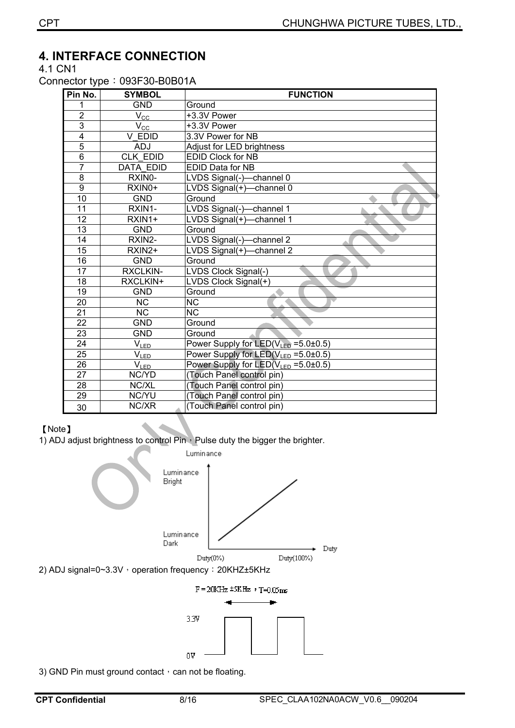# 4. INTERFACE CONNECTION

4.1 CN1

Connector type：093F30-B0B01A

| Pin No. | SYMBOL | FUNCTION |
|---|---|---|
| 1 | GND | Ground |
| 2 | $V_{CC}$ | +3.3V Power |
| 3 | $V_{CC}$ | +3.3V Power |
| 4 | V_EDID | 3.3V Power for NB |
| 5 | ADJ | Adjust for LED brightness |
| 6 | CLK_EDID | EDID Clock for NB |
| 7 | DATA_EDID | EDID Data for NB |
| 8 | RXIN0- | LVDS Signal(-)—channel 0 |
| 9 | RXIN0+ | LVDS Signal(+)—channel 0 |
| 10 | GND | Ground |
| 11 | RXIN1- | LVDS Signal(-)—channel 1 |
| 12 | RXIN1+ | LVDS Signal(+)—channel 1 |
| 13 | GND | Ground |
| 14 | RXIN2- | LVDS Signal(-)—channel 2 |
| 15 | RXIN2+ | LVDS Signal(+)—channel 2 |
| 16 | GND | Ground |
| 17 | RXCLKIN- | LVDS Clock Signal(-) |
| 18 | RXCLKIN+ | LVDS Clock Signal(+) |
| 19 | GND | Ground |
| 20 | NC | NC |
| 21 | NC | NC |
| 22 | GND | Ground |
| 23 | GND | Ground |
| 24 | $V_{LED}$ | Power Supply for LED($V_{LED}$ =5.0±0.5) |
| 25 | $V_{LED}$ | Power Supply for LED($V_{LED}$ =5.0±0.5) |
| 26 | $V_{LED}$ | Power Supply for LED($V_{LED}$ =5.0±0.5) |
| 27 | NC/YD | (Touch Panel control pin) |
| 28 | NC/XL | (Touch Panel control pin) |
| 29 | NC/YU | (Touch Panel control pin) |
| 30 | NC/XR | (Touch Panel control pin) |

【Note】

1) ADJ adjust brightness to control Pin，Pulse duty the bigger the brighter.

2) ADJ signal=0~3.3V，operation frequency：20KHZ±5KHz

3) GND Pin must ground contact，can not be floating.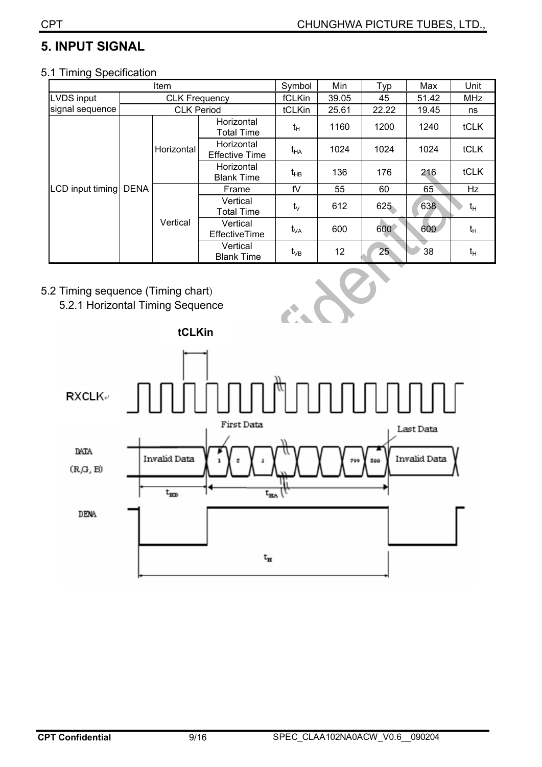# 5. INPUT SIGNAL

## 5.1 Timing Specification

| Item | | | | Symbol | Min | Typ | Max | Unit |
|---|---|---|---|---|---|---|---|---|
| LVDS input signal sequence | CLK Frequency | | | fCLKin | 39.05 | 45 | 51.42 | MHz |
| | CLK Period | | | tCLKin | 25.61 | 22.22 | 19.45 | ns |
| LCD input timing | DENA | Horizontal | Horizontal Total Time | $t_H$ | 1160 | 1200 | 1240 | tCLK |
| | | | Horizontal Effective Time | $t_{HA}$ | 1024 | 1024 | 1024 | tCLK |
| | | | Horizontal Blank Time | $t_{HB}$ | 136 | 176 | 216 | tCLK |
| | | Vertical | Frame | fV | 55 | 60 | 65 | Hz |
| | | | Vertical Total Time | $t_V$ | 612 | 625 | 638 | $t_H$ |
| | | | Vertical EffectiveTime | $t_{VA}$ | 600 | 600 | 600 | $t_H$ |
| | | | Vertical Blank Time | $t_{VB}$ | 12 | 25 | 38 | $t_H$ |

## 5.2 Timing sequence (Timing chart)

### 5.2.1 Horizontal Timing Sequence

tCLKin

RXCLK

First Data

Last Data

DATA (R,G, B)

Invalid Data 1 2 3 799 800 Invalid Data

$t_{HB}$ $t_{HA}$

DENA

$t_H$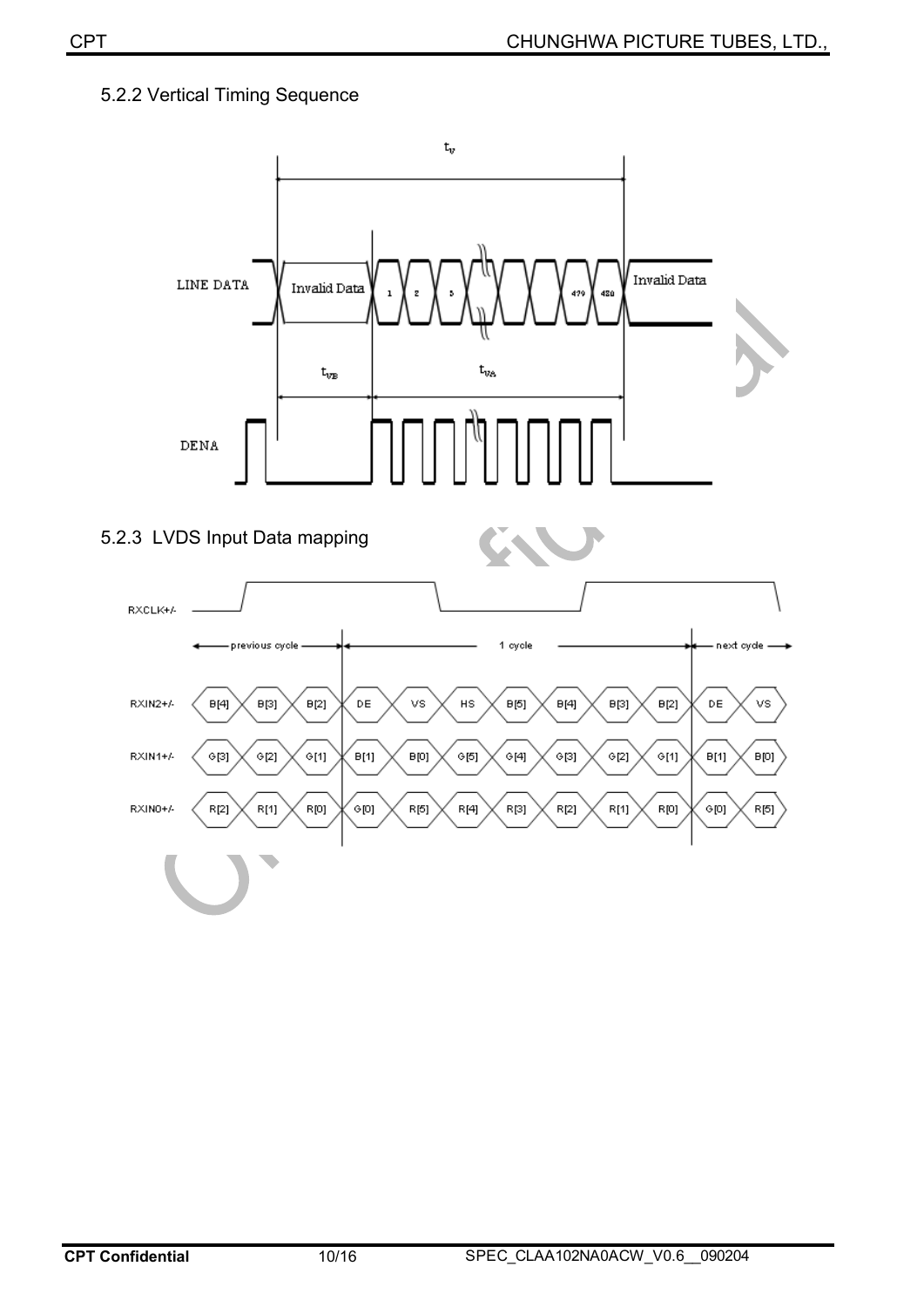### 5.2.2 Vertical Timing Sequence

### 5.2.3 LVDS Input Data mapping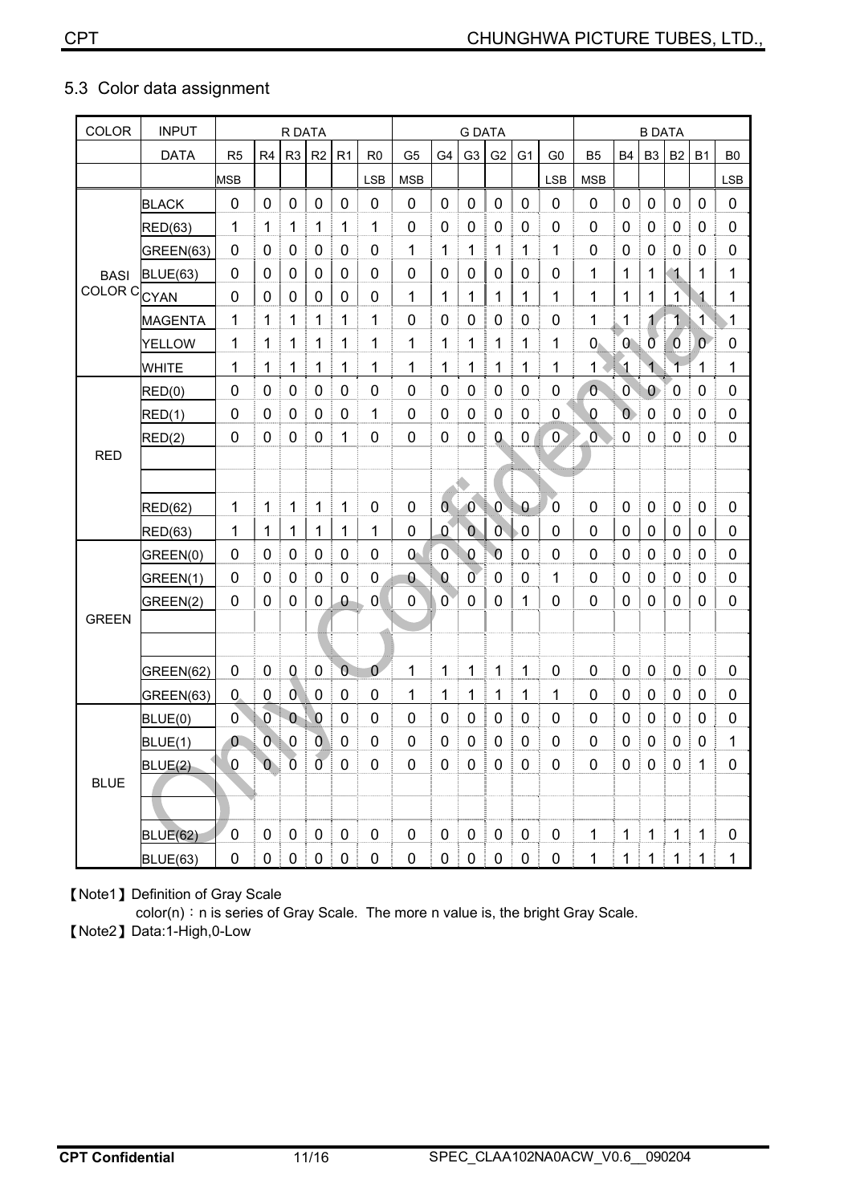## 5.3 Color data assignment

| COLOR | INPUT | R DATA | | | | | | G DATA | | | | | | B DATA | | | | | |
|---|---|---|---|---|---|---|---|---|---|---|---|---|---|---|---|---|---|---|---|
| | DATA | R5 | R4 | R3 | R2 | R1 | R0 | G5 | G4 | G3 | G2 | G1 | G0 | B5 | B4 | B3 | B2 | B1 | B0 |
| | | MSB | | | | | LSB | MSB | | | | | LSB | MSB | | | | | LSB |
| BASI COLOR C | BLACK | 0 | 0 | 0 | 0 | 0 | 0 | 0 | 0 | 0 | 0 | 0 | 0 | 0 | 0 | 0 | 0 | 0 | 0 |
| | RED(63) | 1 | 1 | 1 | 1 | 1 | 1 | 0 | 0 | 0 | 0 | 0 | 0 | 0 | 0 | 0 | 0 | 0 | 0 |
| | GREEN(63) | 0 | 0 | 0 | 0 | 0 | 0 | 1 | 1 | 1 | 1 | 1 | 1 | 0 | 0 | 0 | 0 | 0 | 0 |
| | BLUE(63) | 0 | 0 | 0 | 0 | 0 | 0 | 0 | 0 | 0 | 0 | 0 | 0 | 1 | 1 | 1 | 1 | 1 | 1 |
| | CYAN | 0 | 0 | 0 | 0 | 0 | 0 | 1 | 1 | 1 | 1 | 1 | 1 | 1 | 1 | 1 | 1 | 1 | 1 |
| | MAGENTA | 1 | 1 | 1 | 1 | 1 | 1 | 0 | 0 | 0 | 0 | 0 | 0 | 1 | 1 | 1 | 1 | 1 | 1 |
| | YELLOW | 1 | 1 | 1 | 1 | 1 | 1 | 1 | 1 | 1 | 1 | 1 | 1 | 0 | 0 | 0 | 0 | 0 | 0 |
| | WHITE | 1 | 1 | 1 | 1 | 1 | 1 | 1 | 1 | 1 | 1 | 1 | 1 | 1 | 1 | 1 | 1 | 1 | 1 |
| RED | RED(0) | 0 | 0 | 0 | 0 | 0 | 0 | 0 | 0 | 0 | 0 | 0 | 0 | 0 | 0 | 0 | 0 | 0 | 0 |
| | RED(1) | 0 | 0 | 0 | 0 | 0 | 1 | 0 | 0 | 0 | 0 | 0 | 0 | 0 | 0 | 0 | 0 | 0 | 0 |
| | RED(2) | 0 | 0 | 0 | 0 | 1 | 0 | 0 | 0 | 0 | 0 | 0 | 0 | 0 | 0 | 0 | 0 | 0 | 0 |
| | | | | | | | | | | | | | | | | | | | |
| | | | | | | | | | | | | | | | | | | | |
| | RED(62) | 1 | 1 | 1 | 1 | 1 | 0 | 0 | 0 | 0 | 0 | 0 | 0 | 0 | 0 | 0 | 0 | 0 | 0 |
| | RED(63) | 1 | 1 | 1 | 1 | 1 | 1 | 0 | 0 | 0 | 0 | 0 | 0 | 0 | 0 | 0 | 0 | 0 | 0 |
| GREEN | GREEN(0) | 0 | 0 | 0 | 0 | 0 | 0 | 0 | 0 | 0 | 0 | 0 | 0 | 0 | 0 | 0 | 0 | 0 | 0 |
| | GREEN(1) | 0 | 0 | 0 | 0 | 0 | 0 | 0 | 0 | 0 | 0 | 0 | 1 | 0 | 0 | 0 | 0 | 0 | 0 |
| | GREEN(2) | 0 | 0 | 0 | 0 | 0 | 0 | 0 | 0 | 0 | 0 | 1 | 0 | 0 | 0 | 0 | 0 | 0 | 0 |
| | | | | | | | | | | | | | | | | | | | |
| | | | | | | | | | | | | | | | | | | | |
| | GREEN(62) | 0 | 0 | 0 | 0 | 0 | 0 | 1 | 1 | 1 | 1 | 1 | 0 | 0 | 0 | 0 | 0 | 0 | 0 |
| | GREEN(63) | 0 | 0 | 0 | 0 | 0 | 0 | 1 | 1 | 1 | 1 | 1 | 1 | 0 | 0 | 0 | 0 | 0 | 0 |
| BLUE | BLUE(0) | 0 | 0 | 0 | 0 | 0 | 0 | 0 | 0 | 0 | 0 | 0 | 0 | 0 | 0 | 0 | 0 | 0 | 0 |
| | BLUE(1) | 0 | 0 | 0 | 0 | 0 | 0 | 0 | 0 | 0 | 0 | 0 | 0 | 0 | 0 | 0 | 0 | 0 | 1 |
| | BLUE(2) | 0 | 0 | 0 | 0 | 0 | 0 | 0 | 0 | 0 | 0 | 0 | 0 | 0 | 0 | 0 | 0 | 1 | 0 |
| | | | | | | | | | | | | | | | | | | | |
| | | | | | | | | | | | | | | | | | | | |
| | BLUE(62) | 0 | 0 | 0 | 0 | 0 | 0 | 0 | 0 | 0 | 0 | 0 | 0 | 1 | 1 | 1 | 1 | 1 | 0 |
| | BLUE(63) | 0 | 0 | 0 | 0 | 0 | 0 | 0 | 0 | 0 | 0 | 0 | 0 | 1 | 1 | 1 | 1 | 1 | 1 |

【Note1】Definition of Gray Scale

color(n)：n is series of Gray Scale. The more n value is, the bright Gray Scale.

【Note2】Data:1-High,0-Low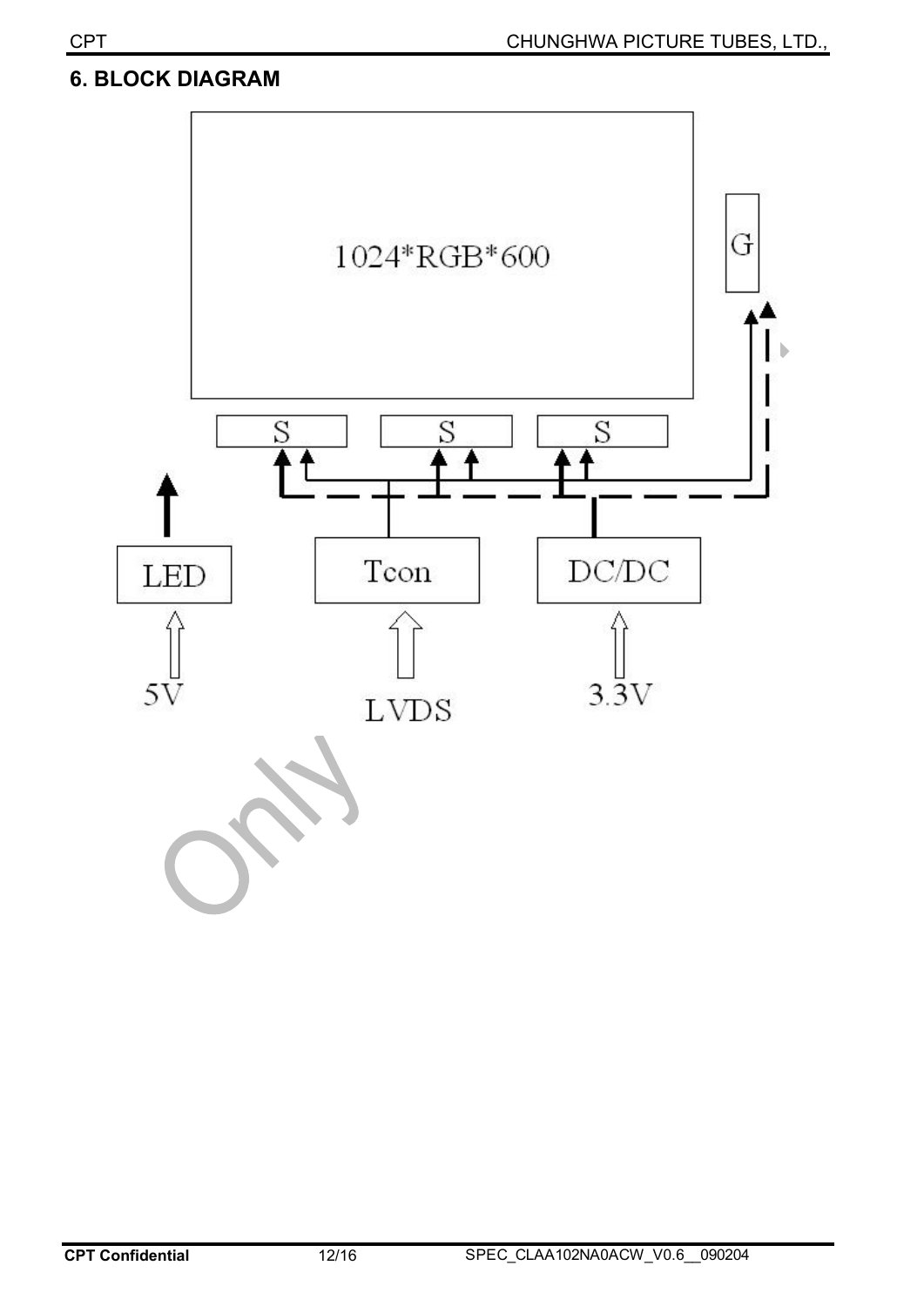## 6. BLOCK DIAGRAM

1024*RGB*600

G

S S S

LED Tcon DC/DC

5V LVDS 3.3V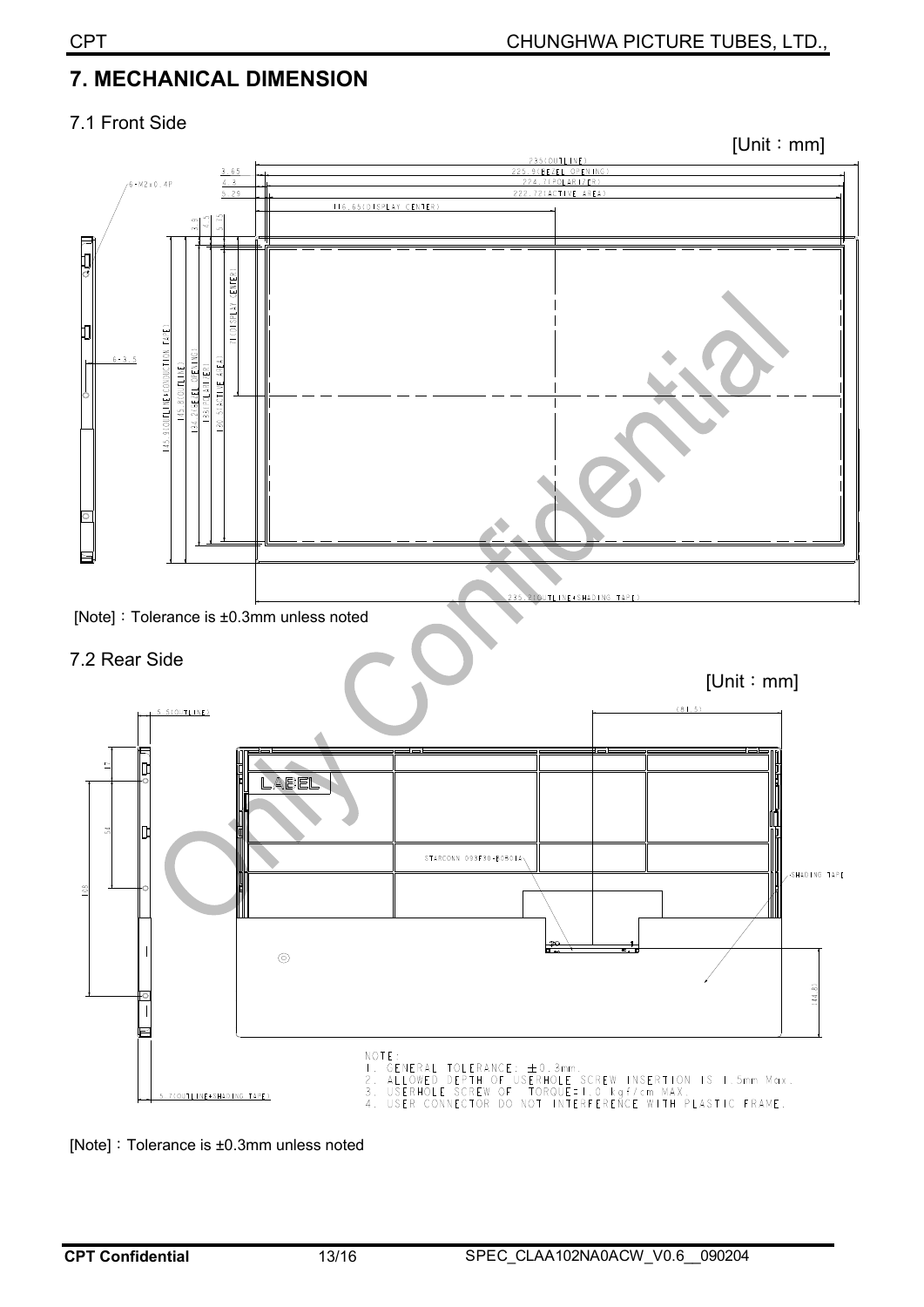# 7. MECHANICAL DIMENSION

## 7.1 Front Side

[Unit：mm]

[Note]：Tolerance is ±0.3mm unless noted

## 7.2 Rear Side

[Unit：mm]

NOTE:
1. GENERAL TOLERANCE: ±0.3mm.
2. ALLOWED DEPTH OF USERHOLE SCREW INSERTION IS 1.5mm Max.
3. USERHOLE SCREW OF TORQUE=1.0 kgf/cm MAX.
4. USER CONNECTOR DO NOT INTERFERENCE WITH PLASTIC FRAME.

[Note]：Tolerance is ±0.3mm unless noted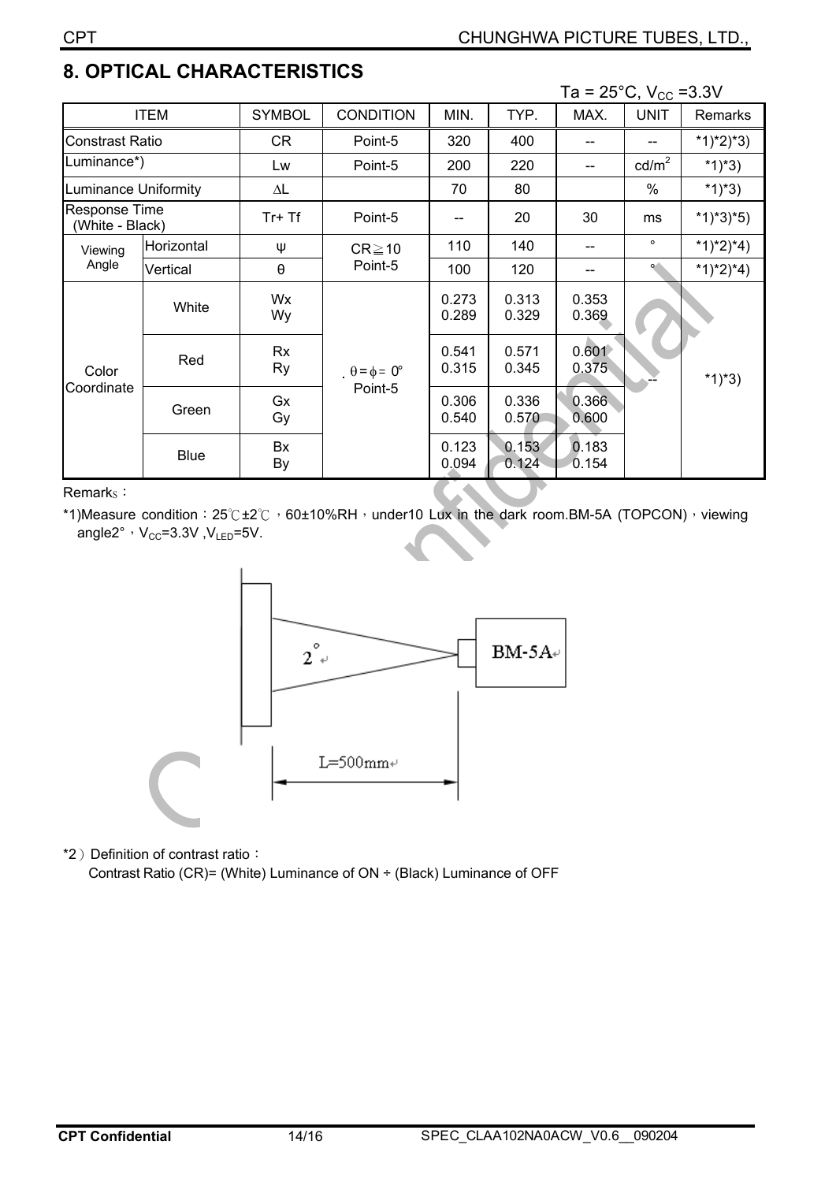## 8. OPTICAL CHARACTERISTICS

Ta = 25°C, $V_{CC}$ =3.3V

| ITEM | | SYMBOL | CONDITION | MIN. | TYP. | MAX. | UNIT | Remarks |
|---|---|---|---|---|---|---|---|---|
| Constrast Ratio | | CR | Point-5 | 320 | 400 | -- | -- | *1)*2)*3) |
| Luminance*) | | Lw | Point-5 | 200 | 220 | -- | cd/m$^2$ | *1)*3) |
| Luminance Uniformity | | ΔL | | 70 | 80 | | % | *1)*3) |
| Response Time (White - Black) | | Tr+ Tf | Point-5 | -- | 20 | 30 | ms | *1)*3)*5) |
| Viewing Angle | Horizontal | ψ | CR≧10 Point-5 | 110 | 140 | -- | ° | *1)*2)*4) |
| | Vertical | θ | | 100 | 120 | -- | ° | *1)*2)*4) |
| Color Coordinate | White | Wx<br>Wy | θ = ϕ = 0° Point-5 | 0.273<br>0.289 | 0.313<br>0.329 | 0.353<br>0.369 | -- | *1)*3) |
| | Red | Rx<br>Ry | | 0.541<br>0.315 | 0.571<br>0.345 | 0.601<br>0.375 | | |
| | Green | Gx<br>Gy | | 0.306<br>0.540 | 0.336<br>0.570 | 0.366<br>0.600 | | |
| | Blue | Bx<br>By | | 0.123<br>0.094 | 0.153<br>0.124 | 0.183<br>0.154 | | |

Remarks：

*1)Measure condition：25℃±2℃，60±10%RH，under10 Lux in the dark room.BM-5A (TOPCON)，viewing angle2°，$V_{CC}$=3.3V ,$V_{LED}$=5V.

2°

BM-5A

L=500mm

*2）Definition of contrast ratio：

Contrast Ratio (CR)= (White) Luminance of ON ÷ (Black) Luminance of OFF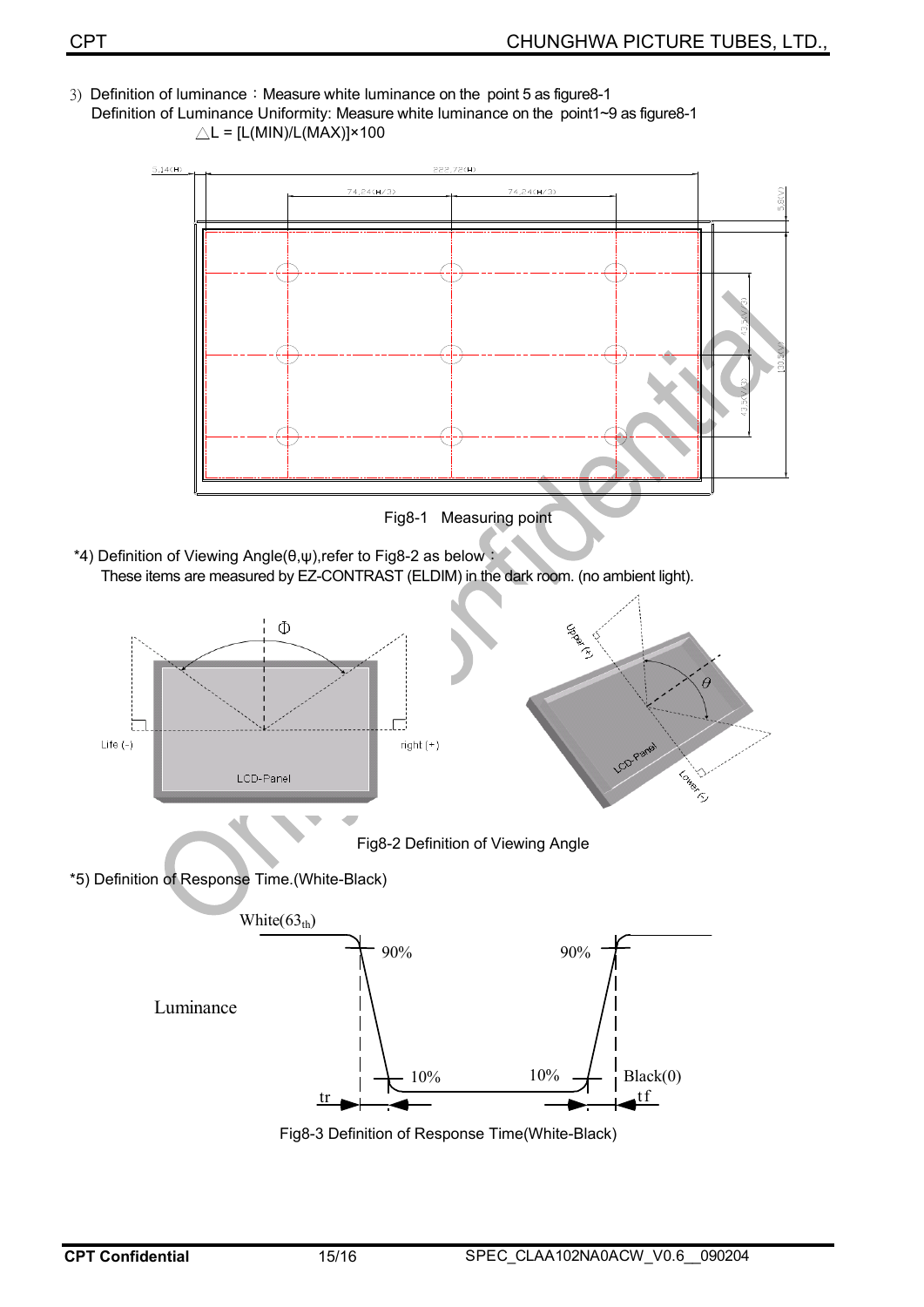3) Definition of luminance：Measure white luminance on the point 5 as figure8-1
Definition of Luminance Uniformity: Measure white luminance on the point1~9 as figure8-1
$\triangle L = [L(MIN)/L(MAX)] \times 100$

Fig8-1 Measuring point

*4) Definition of Viewing Angle(θ,ψ),refer to Fig8-2 as below :
These items are measured by EZ-CONTRAST (ELDIM) in the dark room. (no ambient light).

Fig8-2 Definition of Viewing Angle

*5) Definition of Response Time.(White-Black)

Fig8-3 Definition of Response Time(White-Black)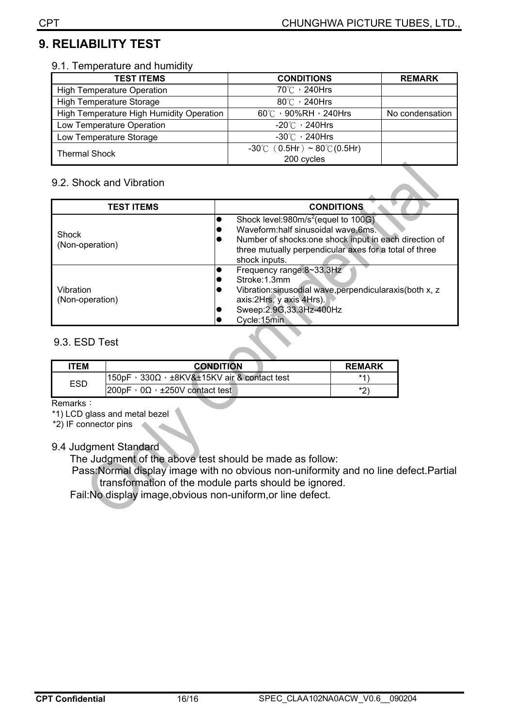# 9. RELIABILITY TEST

## 9.1. Temperature and humidity

| TEST ITEMS | CONDITIONS | REMARK |
|---|---|---|
| High Temperature Operation | 70℃，240Hrs | |
| High Temperature Storage | 80℃，240Hrs | |
| High Temperature High Humidity Operation | 60℃，90%RH，240Hrs | No condensation |
| Low Temperature Operation | -20℃，240Hrs | |
| Low Temperature Storage | -30℃，240Hrs | |
| Thermal Shock | -30℃（0.5Hr）~ 80℃(0.5Hr) 200 cycles | |

## 9.2. Shock and Vibration

| TEST ITEMS | CONDITIONS |
|---|---|
| Shock (Non-operation) | ● Shock level:980m/s$^2$(equel to 100G) ● Waveform:half sinusoidal wave,6ms. ● Number of shocks:one shock input in each direction of three mutually perpendicular axes for a total of three shock inputs. |
| Vibration (Non-operation) | ● Frequency range:8~33.3Hz ● Stroke:1.3mm ● Vibration:sinusodial wave,perpendicularaxis(both x, z axis:2Hrs, y axis 4Hrs). ● Sweep:2.9G,33.3Hz-400Hz ● Cycle:15min |

## 9.3. ESD Test

| ITEM | CONDITION | REMARK |
|---|---|---|
| ESD | 150pF，330Ω，±8KV&±15KV air & contact test | *1) |
| | 200pF，0Ω，±250V contact test | *2) |

Remarks：

*1) LCD glass and metal bezel

*2) IF connector pins

## 9.4 Judgment Standard

The Judgment of the above test should be made as follow:

Pass:Normal display image with no obvious non-uniformity and no line defect.Partial transformation of the module parts should be ignored.

Fail:No display image,obvious non-uniform,or line defect.